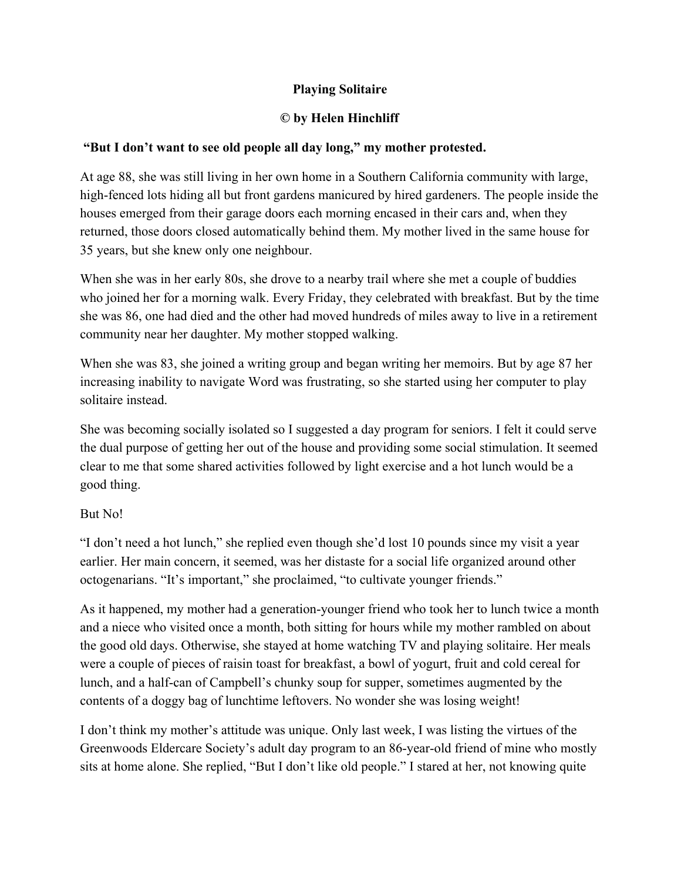# Playing Solitaire

**© by Helen Hinchliff**

**"But I don't want to see old people all day long," my mother protested.**

At age 88, she was still living in her own home in a Southern California community with large, high-fenced lots hiding all but front gardens manicured by hired gardeners. The people inside the houses emerged from their garage doors each morning encased in their cars and, when they returned, those doors closed automatically behind them. My mother lived in the same house for 35 years, but she knew only one neighbour.

When she was in her early 80s, she drove to a nearby trail where she met a couple of buddies who joined her for a morning walk. Every Friday, they celebrated with breakfast. But by the time she was 86, one had died and the other had moved hundreds of miles away to live in a retirement community near her daughter. My mother stopped walking.

When she was 83, she joined a writing group and began writing her memoirs. But by age 87 her increasing inability to navigate Word was frustrating, so she started using her computer to play solitaire instead.

She was becoming socially isolated so I suggested a day program for seniors. I felt it could serve the dual purpose of getting her out of the house and providing some social stimulation. It seemed clear to me that some shared activities followed by light exercise and a hot lunch would be a good thing.

But No!

"I don't need a hot lunch," she replied even though she'd lost 10 pounds since my visit a year earlier. Her main concern, it seemed, was her distaste for a social life organized around other octogenarians. "It's important," she proclaimed, "to cultivate younger friends."

As it happened, my mother had a generation-younger friend who took her to lunch twice a month and a niece who visited once a month, both sitting for hours while my mother rambled on about the good old days. Otherwise, she stayed at home watching TV and playing solitaire. Her meals were a couple of pieces of raisin toast for breakfast, a bowl of yogurt, fruit and cold cereal for lunch, and a half-can of Campbell's chunky soup for supper, sometimes augmented by the contents of a doggy bag of lunchtime leftovers. No wonder she was losing weight!

I don't think my mother's attitude was unique. Only last week, I was listing the virtues of the Greenwoods Eldercare Society's adult day program to an 86-year-old friend of mine who mostly sits at home alone. She replied, "But I don't like old people." I stared at her, not knowing quite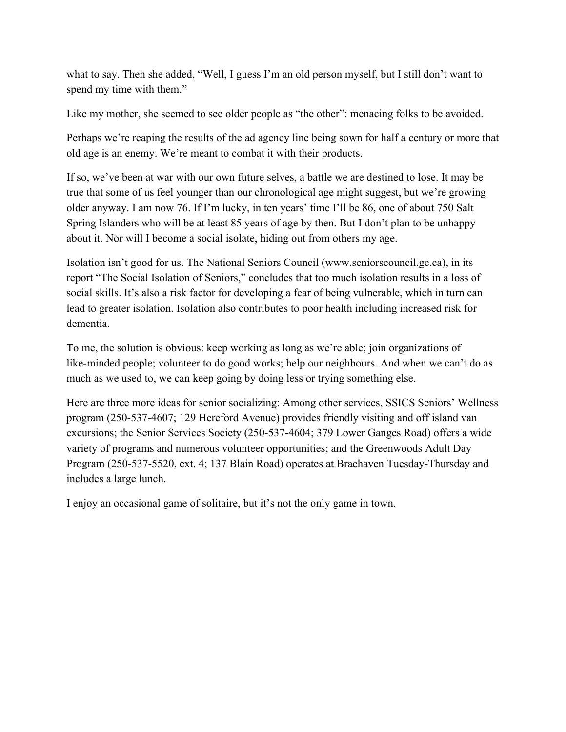what to say. Then she added, “Well, I guess I’m an old person myself, but I still don’t want to spend my time with them.”

Like my mother, she seemed to see older people as “the other”: menacing folks to be avoided.

Perhaps we’re reaping the results of the ad agency line being sown for half a century or more that old age is an enemy. We’re meant to combat it with their products.

If so, we’ve been at war with our own future selves, a battle we are destined to lose. It may be true that some of us feel younger than our chronological age might suggest, but we’re growing older anyway. I am now 76. If I’m lucky, in ten years’ time I’ll be 86, one of about 750 Salt Spring Islanders who will be at least 85 years of age by then. But I don’t plan to be unhappy about it. Nor will I become a social isolate, hiding out from others my age.

Isolation isn’t good for us. The National Seniors Council (www.seniorscouncil.gc.ca), in its report “The Social Isolation of Seniors,” concludes that too much isolation results in a loss of social skills. It’s also a risk factor for developing a fear of being vulnerable, which in turn can lead to greater isolation. Isolation also contributes to poor health including increased risk for dementia.

To me, the solution is obvious: keep working as long as we’re able; join organizations of like-minded people; volunteer to do good works; help our neighbours. And when we can’t do as much as we used to, we can keep going by doing less or trying something else.

Here are three more ideas for senior socializing: Among other services, SSICS Seniors’ Wellness program (250-537-4607; 129 Hereford Avenue) provides friendly visiting and off island van excursions; the Senior Services Society (250-537-4604; 379 Lower Ganges Road) offers a wide variety of programs and numerous volunteer opportunities; and the Greenwoods Adult Day Program (250-537-5520, ext. 4; 137 Blain Road) operates at Braehaven Tuesday-Thursday and includes a large lunch.

I enjoy an occasional game of solitaire, but it’s not the only game in town.